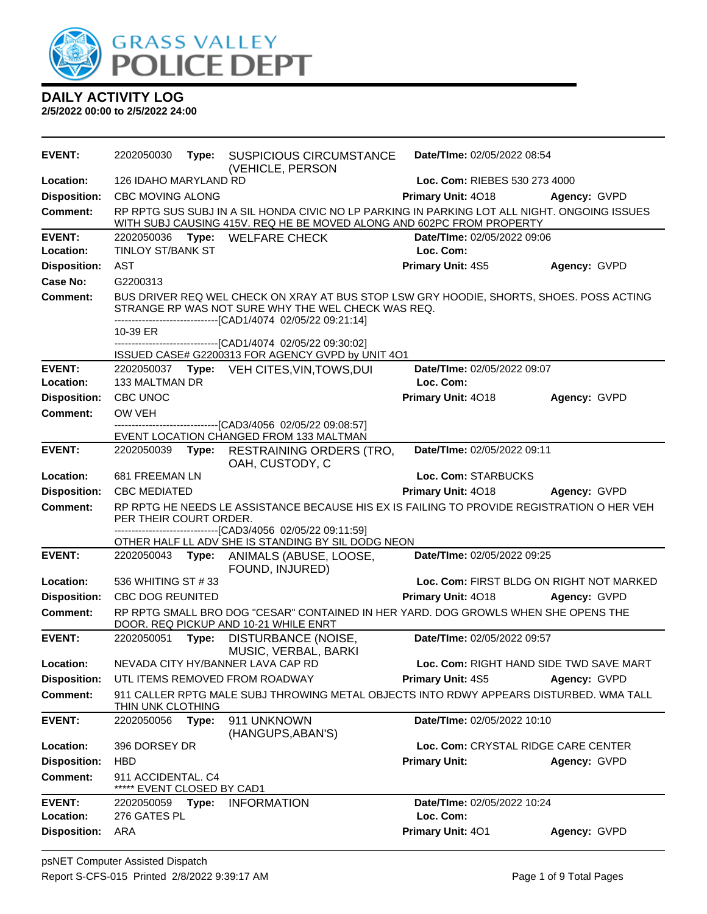# GRASS VALLEY POLICE DEPT

## DAILY ACTIVITY LOG

**2/5/2022 00:00 to 2/5/2022 24:00**

---

**EVENT:** 2202050030 **Type:** SUSPICIOUS CIRCUMSTANCE (VEHICLE, PERSON **Date/TIme:** 02/05/2022 08:54
**Location:** 126 IDAHO MARYLAND RD **Loc. Com:** RIEBES 530 273 4000
**Disposition:** CBC MOVING ALONG **Primary Unit:** 4O18 **Agency:** GVPD
**Comment:** RP RPTG SUS SUBJ IN A SIL HONDA CIVIC NO LP PARKING IN PARKING LOT ALL NIGHT. ONGOING ISSUES WITH SUBJ CAUSING 415V. REQ HE BE MOVED ALONG AND 602PC FROM PROPERTY

---

**EVENT:** 2202050036 **Type:** WELFARE CHECK **Date/TIme:** 02/05/2022 09:06
**Location:** TINLOY ST/BANK ST **Loc. Com:**
**Disposition:** AST **Primary Unit:** 4S5 **Agency:** GVPD
**Case No:** G2200313
**Comment:** BUS DRIVER REQ WEL CHECK ON XRAY AT BUS STOP LSW GRY HOODIE, SHORTS, SHOES. POSS ACTING STRANGE RP WAS NOT SURE WHY THE WEL CHECK WAS REQ.
------------------------------[CAD1/4074 02/05/22 09:21:14]
10-39 ER
------------------------------[CAD1/4074 02/05/22 09:30:02]
ISSUED CASE# G2200313 FOR AGENCY GVPD by UNIT 4O1

---

**EVENT:** 2202050037 **Type:** VEH CITES,VIN,TOWS,DUI **Date/TIme:** 02/05/2022 09:07
**Location:** 133 MALTMAN DR **Loc. Com:**
**Disposition:** CBC UNOC **Primary Unit:** 4O18 **Agency:** GVPD
**Comment:** OW VEH
------------------------------[CAD3/4056 02/05/22 09:08:57]
EVENT LOCATION CHANGED FROM 133 MALTMAN

---

**EVENT:** 2202050039 **Type:** RESTRAINING ORDERS (TRO, OAH, CUSTODY, C **Date/TIme:** 02/05/2022 09:11
**Location:** 681 FREEMAN LN **Loc. Com:** STARBUCKS
**Disposition:** CBC MEDIATED **Primary Unit:** 4O18 **Agency:** GVPD
**Comment:** RP RPTG HE NEEDS LE ASSISTANCE BECAUSE HIS EX IS FAILING TO PROVIDE REGISTRATION O HER VEH PER THEIR COURT ORDER.
------------------------------[CAD3/4056 02/05/22 09:11:59]
OTHER HALF LL ADV SHE IS STANDING BY SIL DODG NEON

---

**EVENT:** 2202050043 **Type:** ANIMALS (ABUSE, LOOSE, FOUND, INJURED) **Date/TIme:** 02/05/2022 09:25
**Location:** 536 WHITING ST # 33 **Loc. Com:** FIRST BLDG ON RIGHT NOT MARKED
**Disposition:** CBC DOG REUNITED **Primary Unit:** 4O18 **Agency:** GVPD
**Comment:** RP RPTG SMALL BRO DOG "CESAR" CONTAINED IN HER YARD. DOG GROWLS WHEN SHE OPENS THE DOOR. REQ PICKUP AND 10-21 WHILE ENRT

---

**EVENT:** 2202050051 **Type:** DISTURBANCE (NOISE, MUSIC, VERBAL, BARKI **Date/TIme:** 02/05/2022 09:57
**Location:** NEVADA CITY HY/BANNER LAVA CAP RD **Loc. Com:** RIGHT HAND SIDE TWD SAVE MART
**Disposition:** UTL ITEMS REMOVED FROM ROADWAY **Primary Unit:** 4S5 **Agency:** GVPD
**Comment:** 911 CALLER RPTG MALE SUBJ THROWING METAL OBJECTS INTO RDWY APPEARS DISTURBED. WMA TALL THIN UNK CLOTHING

---

**EVENT:** 2202050056 **Type:** 911 UNKNOWN (HANGUPS,ABAN'S) **Date/TIme:** 02/05/2022 10:10
**Location:** 396 DORSEY DR **Loc. Com:** CRYSTAL RIDGE CARE CENTER
**Disposition:** HBD **Primary Unit:** **Agency:** GVPD
**Comment:** 911 ACCIDENTAL. C4
***** EVENT CLOSED BY CAD1

---

**EVENT:** 2202050059 **Type:** INFORMATION **Date/TIme:** 02/05/2022 10:24
**Location:** 276 GATES PL **Loc. Com:**
**Disposition:** ARA **Primary Unit:** 4O1 **Agency:** GVPD

---

psNET Computer Assisted Dispatch
Report S-CFS-015 Printed 2/8/2022 9:39:17 AM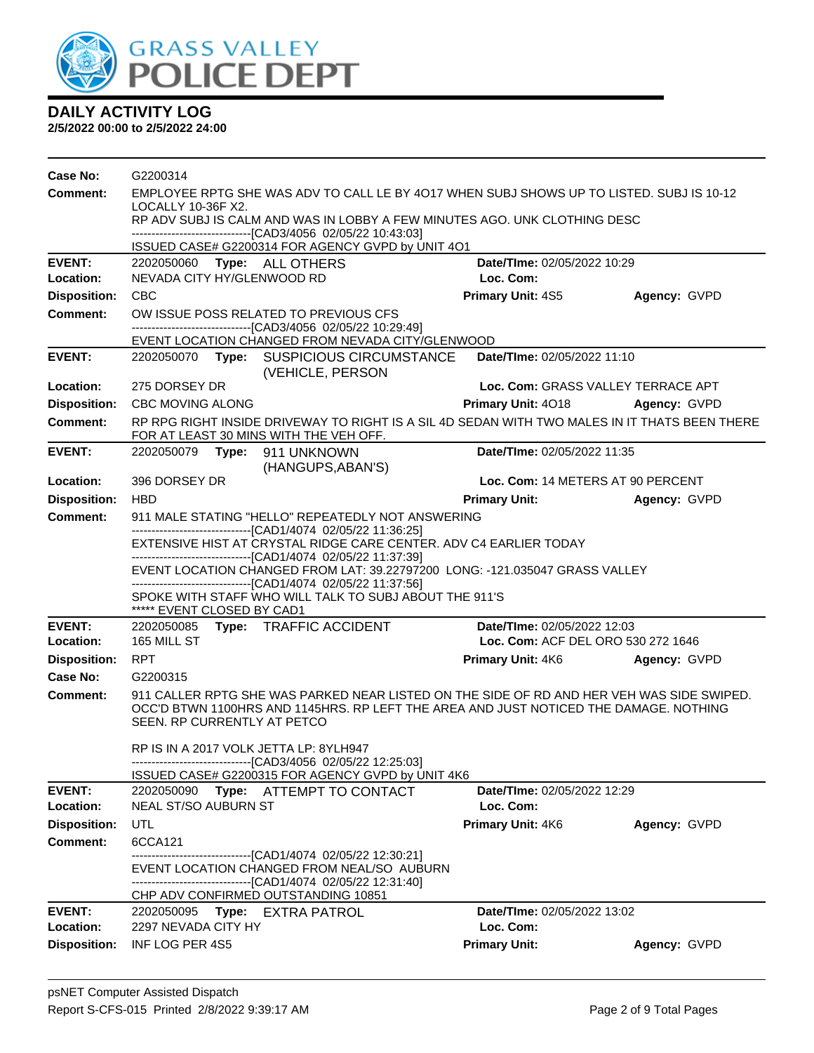# DAILY ACTIVITY LOG

**2/5/2022 00:00 to 2/5/2022 24:00**

**Case No:** G2200314

**Comment:** EMPLOYEE RPTG SHE WAS ADV TO CALL LE BY 4O17 WHEN SUBJ SHOWS UP TO LISTED. SUBJ IS 10-12 LOCALLY 10-36F X2.
RP ADV SUBJ IS CALM AND WAS IN LOBBY A FEW MINUTES AGO. UNK CLOTHING DESC
------------------------------[CAD3/4056 02/05/22 10:43:03]
ISSUED CASE# G2200314 FOR AGENCY GVPD by UNIT 4O1

---

**EVENT:** 2202050060 **Type:** ALL OTHERS **Date/TIme:** 02/05/2022 10:29
**Location:** NEVADA CITY HY/GLENWOOD RD **Loc. Com:**
**Disposition:** CBC **Primary Unit:** 4S5 **Agency:** GVPD
**Comment:** OW ISSUE POSS RELATED TO PREVIOUS CFS
------------------------------[CAD3/4056 02/05/22 10:29:49]
EVENT LOCATION CHANGED FROM NEVADA CITY/GLENWOOD

---

**EVENT:** 2202050070 **Type:** SUSPICIOUS CIRCUMSTANCE (VEHICLE, PERSON **Date/TIme:** 02/05/2022 11:10
**Location:** 275 DORSEY DR **Loc. Com:** GRASS VALLEY TERRACE APT
**Disposition:** CBC MOVING ALONG **Primary Unit:** 4O18 **Agency:** GVPD
**Comment:** RP RPG RIGHT INSIDE DRIVEWAY TO RIGHT IS A SIL 4D SEDAN WITH TWO MALES IN IT THATS BEEN THERE FOR AT LEAST 30 MINS WITH THE VEH OFF.

---

**EVENT:** 2202050079 **Type:** 911 UNKNOWN (HANGUPS,ABAN'S) **Date/TIme:** 02/05/2022 11:35
**Location:** 396 DORSEY DR **Loc. Com:** 14 METERS AT 90 PERCENT
**Disposition:** HBD **Primary Unit:** **Agency:** GVPD
**Comment:** 911 MALE STATING "HELLO" REPEATEDLY NOT ANSWERING
------------------------------[CAD1/4074 02/05/22 11:36:25]
EXTENSIVE HIST AT CRYSTAL RIDGE CARE CENTER. ADV C4 EARLIER TODAY
------------------------------[CAD1/4074 02/05/22 11:37:39]
EVENT LOCATION CHANGED FROM LAT: 39.22797200 LONG: -121.035047 GRASS VALLEY
------------------------------[CAD1/4074 02/05/22 11:37:56]
SPOKE WITH STAFF WHO WILL TALK TO SUBJ ABOUT THE 911'S
***** EVENT CLOSED BY CAD1

---

**EVENT:** 2202050085 **Type:** TRAFFIC ACCIDENT **Date/TIme:** 02/05/2022 12:03
**Location:** 165 MILL ST **Loc. Com:** ACF DEL ORO 530 272 1646
**Disposition:** RPT **Primary Unit:** 4K6 **Agency:** GVPD
**Case No:** G2200315
**Comment:** 911 CALLER RPTG SHE WAS PARKED NEAR LISTED ON THE SIDE OF RD AND HER VEH WAS SIDE SWIPED. OCC'D BTWN 1100HRS AND 1145HRS. RP LEFT THE AREA AND JUST NOTICED THE DAMAGE. NOTHING SEEN. RP CURRENTLY AT PETCO

RP IS IN A 2017 VOLK JETTA LP: 8YLH947
------------------------------[CAD3/4056 02/05/22 12:25:03]
ISSUED CASE# G2200315 FOR AGENCY GVPD by UNIT 4K6

---

**EVENT:** 2202050090 **Type:** ATTEMPT TO CONTACT **Date/TIme:** 02/05/2022 12:29
**Location:** NEAL ST/SO AUBURN ST **Loc. Com:**
**Disposition:** UTL **Primary Unit:** 4K6 **Agency:** GVPD
**Comment:** 6CCA121
------------------------------[CAD1/4074 02/05/22 12:30:21]
EVENT LOCATION CHANGED FROM NEAL/SO AUBURN
------------------------------[CAD1/4074 02/05/22 12:31:40]
CHP ADV CONFIRMED OUTSTANDING 10851

---

**EVENT:** 2202050095 **Type:** EXTRA PATROL **Date/TIme:** 02/05/2022 13:02
**Location:** 2297 NEVADA CITY HY **Loc. Com:**
**Disposition:** INF LOG PER 4S5 **Primary Unit:** **Agency:** GVPD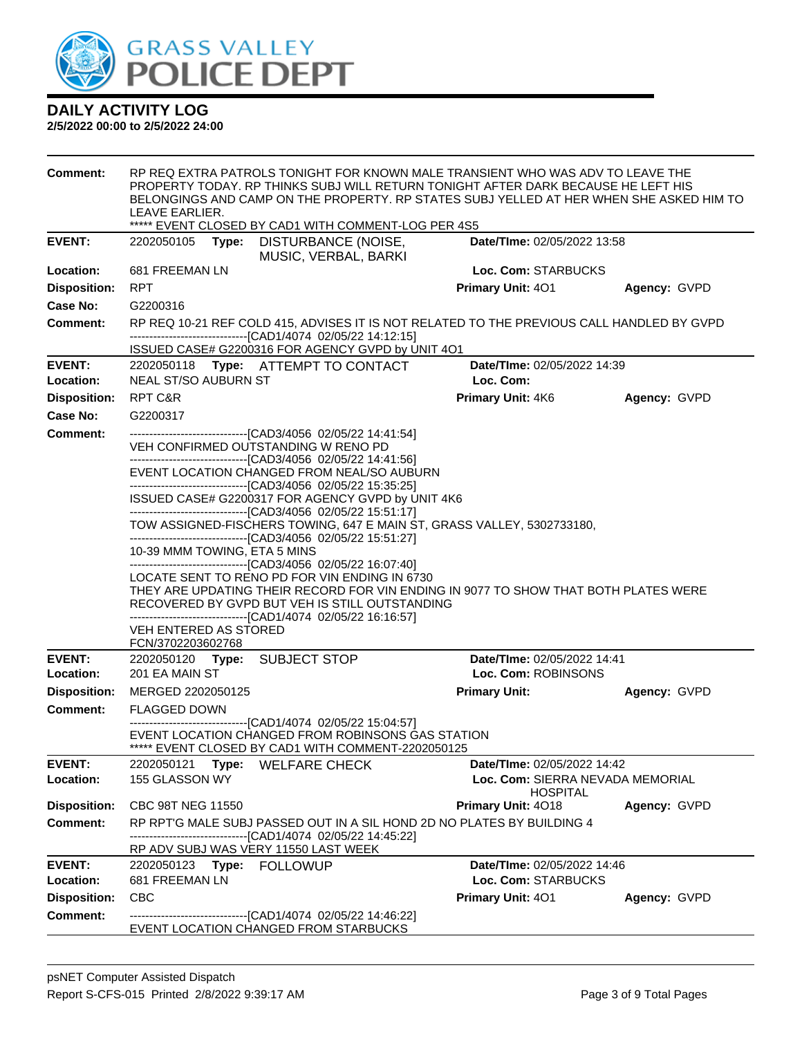# GRASS VALLEY POLICE DEPT

## DAILY ACTIVITY LOG

**2/5/2022 00:00 to 2/5/2022 24:00**

**Comment:** RP REQ EXTRA PATROLS TONIGHT FOR KNOWN MALE TRANSIENT WHO WAS ADV TO LEAVE THE PROPERTY TODAY. RP THINKS SUBJ WILL RETURN TONIGHT AFTER DARK BECAUSE HE LEFT HIS BELONGINGS AND CAMP ON THE PROPERTY. RP STATES SUBJ YELLED AT HER WHEN SHE ASKED HIM TO LEAVE EARLIER.
***** EVENT CLOSED BY CAD1 WITH COMMENT-LOG PER 4S5

---

**EVENT:** 2202050105 **Type:** DISTURBANCE (NOISE, MUSIC, VERBAL, BARKI **Date/TIme:** 02/05/2022 13:58
**Location:** 681 FREEMAN LN **Loc. Com:** STARBUCKS
**Disposition:** RPT **Primary Unit:** 4O1 **Agency:** GVPD
**Case No:** G2200316
**Comment:** RP REQ 10-21 REF COLD 415, ADVISES IT IS NOT RELATED TO THE PREVIOUS CALL HANDLED BY GVPD
------------------------------[CAD1/4074 02/05/22 14:12:15]
ISSUED CASE# G2200316 FOR AGENCY GVPD by UNIT 4O1

---

**EVENT:** 2202050118 **Type:** ATTEMPT TO CONTACT **Date/TIme:** 02/05/2022 14:39
**Location:** NEAL ST/SO AUBURN ST **Loc. Com:**
**Disposition:** RPT C&R **Primary Unit:** 4K6 **Agency:** GVPD
**Case No:** G2200317
**Comment:** ------------------------------[CAD3/4056 02/05/22 14:41:54]
VEH CONFIRMED OUTSTANDING W RENO PD
------------------------------[CAD3/4056 02/05/22 14:41:56]
EVENT LOCATION CHANGED FROM NEAL/SO AUBURN
------------------------------[CAD3/4056 02/05/22 15:35:25]
ISSUED CASE# G2200317 FOR AGENCY GVPD by UNIT 4K6
------------------------------[CAD3/4056 02/05/22 15:51:17]
TOW ASSIGNED-FISCHERS TOWING, 647 E MAIN ST, GRASS VALLEY, 5302733180,
------------------------------[CAD3/4056 02/05/22 15:51:27]
10-39 MMM TOWING, ETA 5 MINS
------------------------------[CAD3/4056 02/05/22 16:07:40]
LOCATE SENT TO RENO PD FOR VIN ENDING IN 6730
THEY ARE UPDATING THEIR RECORD FOR VIN ENDING IN 9077 TO SHOW THAT BOTH PLATES WERE RECOVERED BY GVPD BUT VEH IS STILL OUTSTANDING
------------------------------[CAD1/4074 02/05/22 16:16:57]
VEH ENTERED AS STORED
FCN/3702203602768

---

**EVENT:** 2202050120 **Type:** SUBJECT STOP **Date/TIme:** 02/05/2022 14:41
**Location:** 201 EA MAIN ST **Loc. Com:** ROBINSONS
**Disposition:** MERGED 2202050125 **Primary Unit:** **Agency:** GVPD
**Comment:** FLAGGED DOWN
------------------------------[CAD1/4074 02/05/22 15:04:57]
EVENT LOCATION CHANGED FROM ROBINSONS GAS STATION
***** EVENT CLOSED BY CAD1 WITH COMMENT-2202050125

---

**EVENT:** 2202050121 **Type:** WELFARE CHECK **Date/TIme:** 02/05/2022 14:42
**Location:** 155 GLASSON WY **Loc. Com:** SIERRA NEVADA MEMORIAL HOSPITAL
**Disposition:** CBC 98T NEG 11550 **Primary Unit:** 4O18 **Agency:** GVPD
**Comment:** RP RPT'G MALE SUBJ PASSED OUT IN A SIL HOND 2D NO PLATES BY BUILDING 4
------------------------------[CAD1/4074 02/05/22 14:45:22]
RP ADV SUBJ WAS VERY 11550 LAST WEEK

---

**EVENT:** 2202050123 **Type:** FOLLOWUP **Date/TIme:** 02/05/2022 14:46
**Location:** 681 FREEMAN LN **Loc. Com:** STARBUCKS
**Disposition:** CBC **Primary Unit:** 4O1 **Agency:** GVPD
**Comment:** ------------------------------[CAD1/4074 02/05/22 14:46:22]
EVENT LOCATION CHANGED FROM STARBUCKS

---

psNET Computer Assisted Dispatch
Report S-CFS-015 Printed 2/8/2022 9:39:17 AM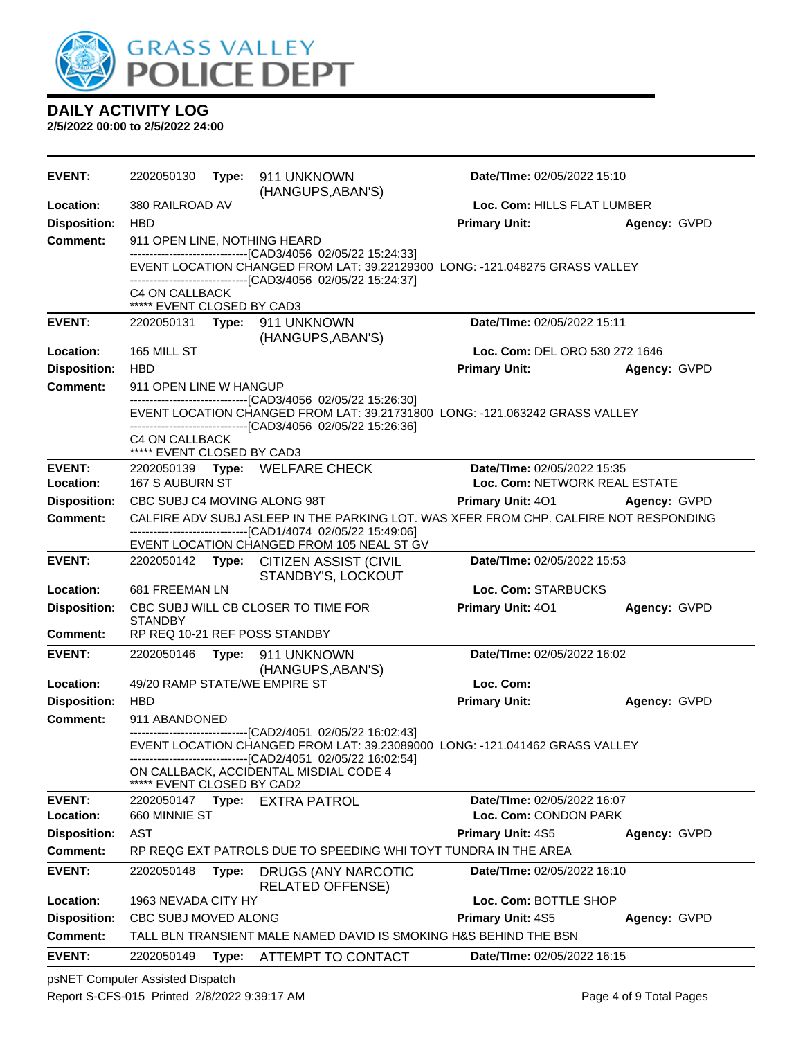# DAILY ACTIVITY LOG

**2/5/2022 00:00 to 2/5/2022 24:00**

**EVENT:** 2202050130 **Type:** 911 UNKNOWN (HANGUPS,ABAN'S) **Date/TIme:** 02/05/2022 15:10
**Location:** 380 RAILROAD AV **Loc. Com:** HILLS FLAT LUMBER
**Disposition:** HBD **Primary Unit:** **Agency:** GVPD
**Comment:** 911 OPEN LINE, NOTHING HEARD
------------------------------[CAD3/4056 02/05/22 15:24:33]
EVENT LOCATION CHANGED FROM LAT: 39.22129300 LONG: -121.048275 GRASS VALLEY
------------------------------[CAD3/4056 02/05/22 15:24:37]
C4 ON CALLBACK
***** EVENT CLOSED BY CAD3

**EVENT:** 2202050131 **Type:** 911 UNKNOWN (HANGUPS,ABAN'S) **Date/TIme:** 02/05/2022 15:11
**Location:** 165 MILL ST **Loc. Com:** DEL ORO 530 272 1646
**Disposition:** HBD **Primary Unit:** **Agency:** GVPD
**Comment:** 911 OPEN LINE W HANGUP
------------------------------[CAD3/4056 02/05/22 15:26:30]
EVENT LOCATION CHANGED FROM LAT: 39.21731800 LONG: -121.063242 GRASS VALLEY
------------------------------[CAD3/4056 02/05/22 15:26:36]
C4 ON CALLBACK
***** EVENT CLOSED BY CAD3

**EVENT:** 2202050139 **Type:** WELFARE CHECK **Date/TIme:** 02/05/2022 15:35
**Location:** 167 S AUBURN ST **Loc. Com:** NETWORK REAL ESTATE
**Disposition:** CBC SUBJ C4 MOVING ALONG 98T **Primary Unit:** 4O1 **Agency:** GVPD
**Comment:** CALFIRE ADV SUBJ ASLEEP IN THE PARKING LOT. WAS XFER FROM CHP. CALFIRE NOT RESPONDING
------------------------------[CAD1/4074 02/05/22 15:49:06]
EVENT LOCATION CHANGED FROM 105 NEAL ST GV

**EVENT:** 2202050142 **Type:** CITIZEN ASSIST (CIVIL STANDBY'S, LOCKOUT **Date/TIme:** 02/05/2022 15:53
**Location:** 681 FREEMAN LN **Loc. Com:** STARBUCKS
**Disposition:** CBC SUBJ WILL CB CLOSER TO TIME FOR STANDBY **Primary Unit:** 4O1 **Agency:** GVPD
**Comment:** RP REQ 10-21 REF POSS STANDBY

**EVENT:** 2202050146 **Type:** 911 UNKNOWN (HANGUPS,ABAN'S) **Date/TIme:** 02/05/2022 16:02
**Location:** 49/20 RAMP STATE/WE EMPIRE ST **Loc. Com:**
**Disposition:** HBD **Primary Unit:** **Agency:** GVPD
**Comment:** 911 ABANDONED
------------------------------[CAD2/4051 02/05/22 16:02:43]
EVENT LOCATION CHANGED FROM LAT: 39.23089000 LONG: -121.041462 GRASS VALLEY
------------------------------[CAD2/4051 02/05/22 16:02:54]
ON CALLBACK, ACCIDENTAL MISDIAL CODE 4
***** EVENT CLOSED BY CAD2

**EVENT:** 2202050147 **Type:** EXTRA PATROL **Date/TIme:** 02/05/2022 16:07
**Location:** 660 MINNIE ST **Loc. Com:** CONDON PARK
**Disposition:** AST **Primary Unit:** 4S5 **Agency:** GVPD
**Comment:** RP REQG EXT PATROLS DUE TO SPEEDING WHI TOYT TUNDRA IN THE AREA

**EVENT:** 2202050148 **Type:** DRUGS (ANY NARCOTIC RELATED OFFENSE) **Date/TIme:** 02/05/2022 16:10
**Location:** 1963 NEVADA CITY HY **Loc. Com:** BOTTLE SHOP
**Disposition:** CBC SUBJ MOVED ALONG **Primary Unit:** 4S5 **Agency:** GVPD
**Comment:** TALL BLN TRANSIENT MALE NAMED DAVID IS SMOKING H&S BEHIND THE BSN

**EVENT:** 2202050149 **Type:** ATTEMPT TO CONTACT **Date/TIme:** 02/05/2022 16:15

psNET Computer Assisted Dispatch
Report S-CFS-015 Printed 2/8/2022 9:39:17 AM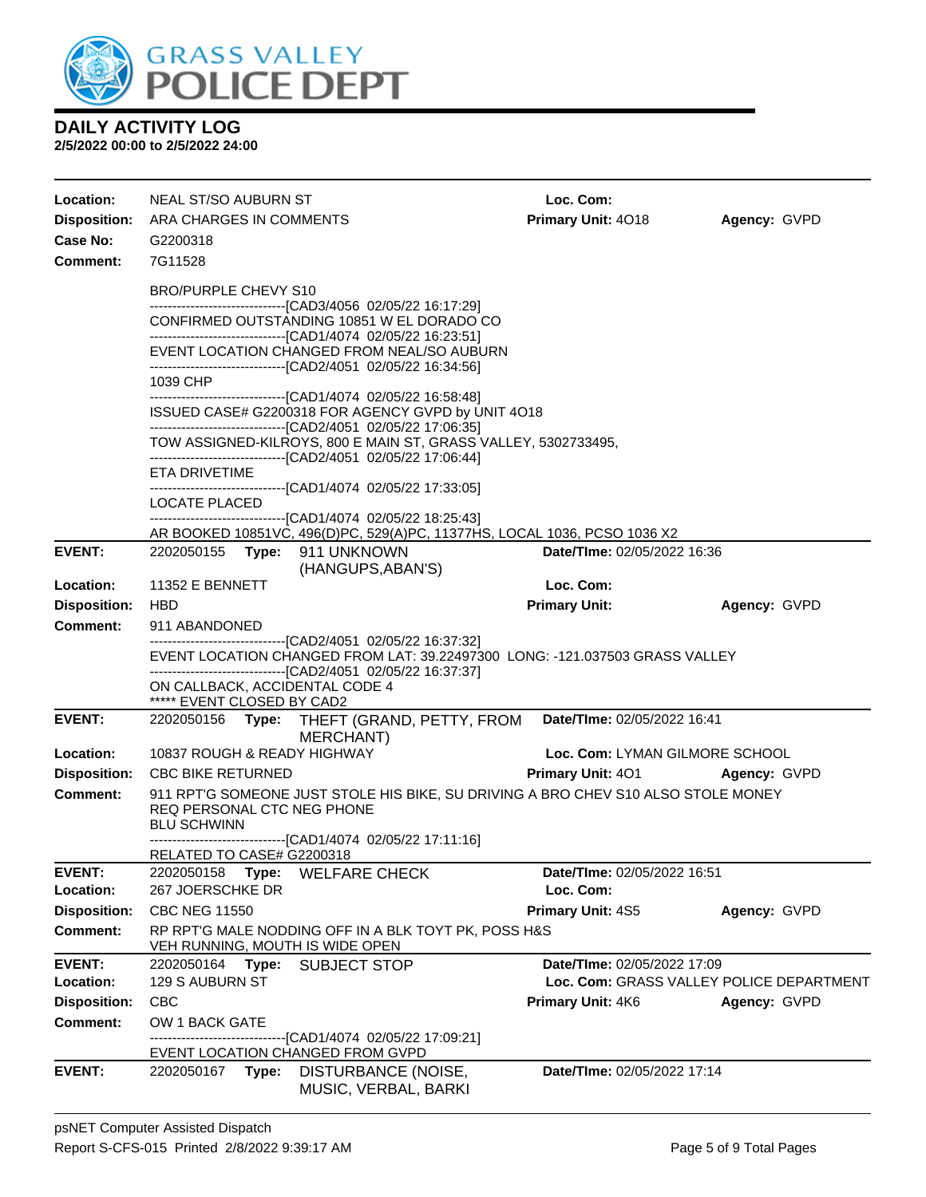# GRASS VALLEY POLICE DEPT

## DAILY ACTIVITY LOG

**2/5/2022 00:00 to 2/5/2022 24:00**

**Location:** NEAL ST/SO AUBURN ST **Loc. Com:**
**Disposition:** ARA CHARGES IN COMMENTS **Primary Unit:** 4O18 **Agency:** GVPD
**Case No:** G2200318
**Comment:** 7G11528

BRO/PURPLE CHEVY S10
-------------------------------[CAD3/4056 02/05/22 16:17:29]
CONFIRMED OUTSTANDING 10851 W EL DORADO CO
-------------------------------[CAD1/4074 02/05/22 16:23:51]
EVENT LOCATION CHANGED FROM NEAL/SO AUBURN
-------------------------------[CAD2/4051 02/05/22 16:34:56]
1039 CHP
-------------------------------[CAD1/4074 02/05/22 16:58:48]
ISSUED CASE# G2200318 FOR AGENCY GVPD by UNIT 4O18
-------------------------------[CAD2/4051 02/05/22 17:06:35]
TOW ASSIGNED-KILROYS, 800 E MAIN ST, GRASS VALLEY, 5302733495,
-------------------------------[CAD2/4051 02/05/22 17:06:44]
ETA DRIVETIME
-------------------------------[CAD1/4074 02/05/22 17:33:05]
LOCATE PLACED
-------------------------------[CAD1/4074 02/05/22 18:25:43]
AR BOOKED 10851VC, 496(D)PC, 529(A)PC, 11377HS, LOCAL 1036, PCSO 1036 X2

---

**EVENT:** 2202050155 **Type:** 911 UNKNOWN (HANGUPS,ABAN'S) **Date/TIme:** 02/05/2022 16:36
**Location:** 11352 E BENNETT **Loc. Com:**
**Disposition:** HBD **Primary Unit:** **Agency:** GVPD
**Comment:** 911 ABANDONED
-------------------------------[CAD2/4051 02/05/22 16:37:32]
EVENT LOCATION CHANGED FROM LAT: 39.22497300 LONG: -121.037503 GRASS VALLEY
-------------------------------[CAD2/4051 02/05/22 16:37:37]
ON CALLBACK, ACCIDENTAL CODE 4
***** EVENT CLOSED BY CAD2

---

**EVENT:** 2202050156 **Type:** THEFT (GRAND, PETTY, FROM MERCHANT) **Date/TIme:** 02/05/2022 16:41
**Location:** 10837 ROUGH & READY HIGHWAY **Loc. Com:** LYMAN GILMORE SCHOOL
**Disposition:** CBC BIKE RETURNED **Primary Unit:** 4O1 **Agency:** GVPD
**Comment:** 911 RPT'G SOMEONE JUST STOLE HIS BIKE, SU DRIVING A BRO CHEV S10 ALSO STOLE MONEY
REQ PERSONAL CTC NEG PHONE
BLU SCHWINN
-------------------------------[CAD1/4074 02/05/22 17:11:16]
RELATED TO CASE# G2200318

---

**EVENT:** 2202050158 **Type:** WELFARE CHECK **Date/TIme:** 02/05/2022 16:51
**Location:** 267 JOERSCHKE DR **Loc. Com:**
**Disposition:** CBC NEG 11550 **Primary Unit:** 4S5 **Agency:** GVPD
**Comment:** RP RPT'G MALE NODDING OFF IN A BLK TOYT PK, POSS H&S
VEH RUNNING, MOUTH IS WIDE OPEN

---

**EVENT:** 2202050164 **Type:** SUBJECT STOP **Date/TIme:** 02/05/2022 17:09
**Location:** 129 S AUBURN ST **Loc. Com:** GRASS VALLEY POLICE DEPARTMENT
**Disposition:** CBC **Primary Unit:** 4K6 **Agency:** GVPD
**Comment:** OW 1 BACK GATE
-------------------------------[CAD1/4074 02/05/22 17:09:21]
EVENT LOCATION CHANGED FROM GVPD

---

**EVENT:** 2202050167 **Type:** DISTURBANCE (NOISE, MUSIC, VERBAL, BARKI **Date/TIme:** 02/05/2022 17:14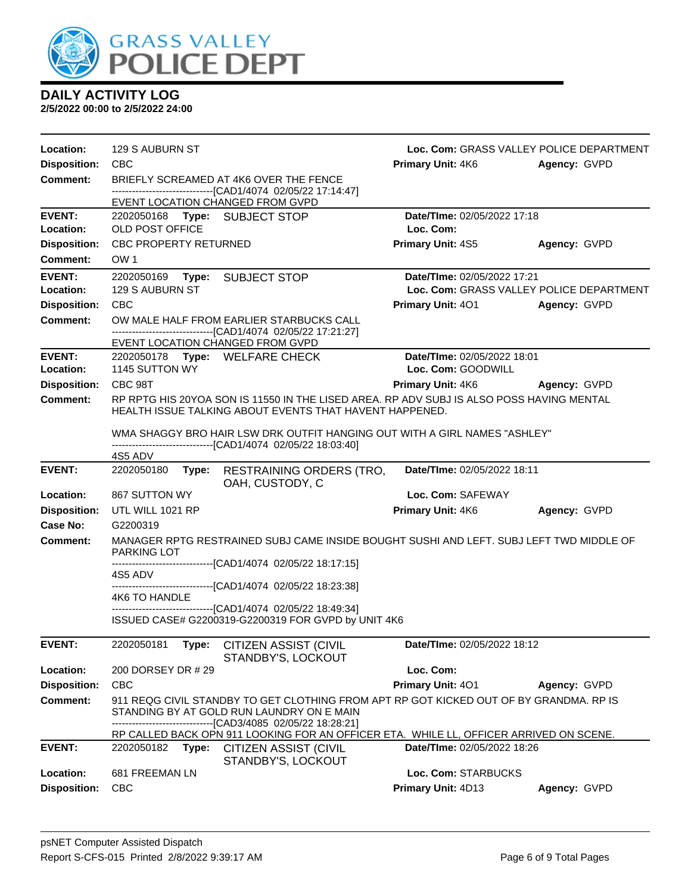# DAILY ACTIVITY LOG

**2/5/2022 00:00 to 2/5/2022 24:00**

**Location:** 129 S AUBURN ST
**Loc. Com:** GRASS VALLEY POLICE DEPARTMENT
**Disposition:** CBC
**Primary Unit:** 4K6
**Agency:** GVPD
**Comment:** BRIEFLY SCREAMED AT 4K6 OVER THE FENCE
------------------------------[CAD1/4074 02/05/22 17:14:47]
EVENT LOCATION CHANGED FROM GVPD

---

**EVENT:** 2202050168 **Type:** SUBJECT STOP
**Date/TIme:** 02/05/2022 17:18
**Location:** OLD POST OFFICE
**Loc. Com:**
**Disposition:** CBC PROPERTY RETURNED
**Primary Unit:** 4S5
**Agency:** GVPD
**Comment:** OW 1

---

**EVENT:** 2202050169 **Type:** SUBJECT STOP
**Date/TIme:** 02/05/2022 17:21
**Location:** 129 S AUBURN ST
**Loc. Com:** GRASS VALLEY POLICE DEPARTMENT
**Disposition:** CBC
**Primary Unit:** 4O1
**Agency:** GVPD
**Comment:** OW MALE HALF FROM EARLIER STARBUCKS CALL
------------------------------[CAD1/4074 02/05/22 17:21:27]
EVENT LOCATION CHANGED FROM GVPD

---

**EVENT:** 2202050178 **Type:** WELFARE CHECK
**Date/TIme:** 02/05/2022 18:01
**Location:** 1145 SUTTON WY
**Loc. Com:** GOODWILL
**Disposition:** CBC 98T
**Primary Unit:** 4K6
**Agency:** GVPD
**Comment:** RP RPTG HIS 20YOA SON IS 11550 IN THE LISED AREA. RP ADV SUBJ IS ALSO POSS HAVING MENTAL HEALTH ISSUE TALKING ABOUT EVENTS THAT HAVENT HAPPENED.

WMA SHAGGY BRO HAIR LSW DRK OUTFIT HANGING OUT WITH A GIRL NAMES "ASHLEY"
------------------------------[CAD1/4074 02/05/22 18:03:40]
4S5 ADV

---

**EVENT:** 2202050180 **Type:** RESTRAINING ORDERS (TRO, OAH, CUSTODY, C
**Date/TIme:** 02/05/2022 18:11
**Location:** 867 SUTTON WY
**Loc. Com:** SAFEWAY
**Disposition:** UTL WILL 1021 RP
**Primary Unit:** 4K6
**Agency:** GVPD
**Case No:** G2200319
**Comment:** MANAGER RPTG RESTRAINED SUBJ CAME INSIDE BOUGHT SUSHI AND LEFT. SUBJ LEFT TWD MIDDLE OF PARKING LOT
------------------------------[CAD1/4074 02/05/22 18:17:15]
4S5 ADV
------------------------------[CAD1/4074 02/05/22 18:23:38]
4K6 TO HANDLE
------------------------------[CAD1/4074 02/05/22 18:49:34]
ISSUED CASE# G2200319-G2200319 FOR GVPD by UNIT 4K6

---

**EVENT:** 2202050181 **Type:** CITIZEN ASSIST (CIVIL STANDBY'S, LOCKOUT
**Date/TIme:** 02/05/2022 18:12
**Location:** 200 DORSEY DR # 29
**Loc. Com:**
**Disposition:** CBC
**Primary Unit:** 4O1
**Agency:** GVPD
**Comment:** 911 REQG CIVIL STANDBY TO GET CLOTHING FROM APT RP GOT KICKED OUT OF BY GRANDMA. RP IS STANDING BY AT GOLD RUN LAUNDRY ON E MAIN
------------------------------[CAD3/4085 02/05/22 18:28:21]
RP CALLED BACK OPN 911 LOOKING FOR AN OFFICER ETA. WHILE LL, OFFICER ARRIVED ON SCENE.

---

**EVENT:** 2202050182 **Type:** CITIZEN ASSIST (CIVIL STANDBY'S, LOCKOUT
**Date/TIme:** 02/05/2022 18:26
**Location:** 681 FREEMAN LN
**Loc. Com:** STARBUCKS
**Disposition:** CBC
**Primary Unit:** 4D13
**Agency:** GVPD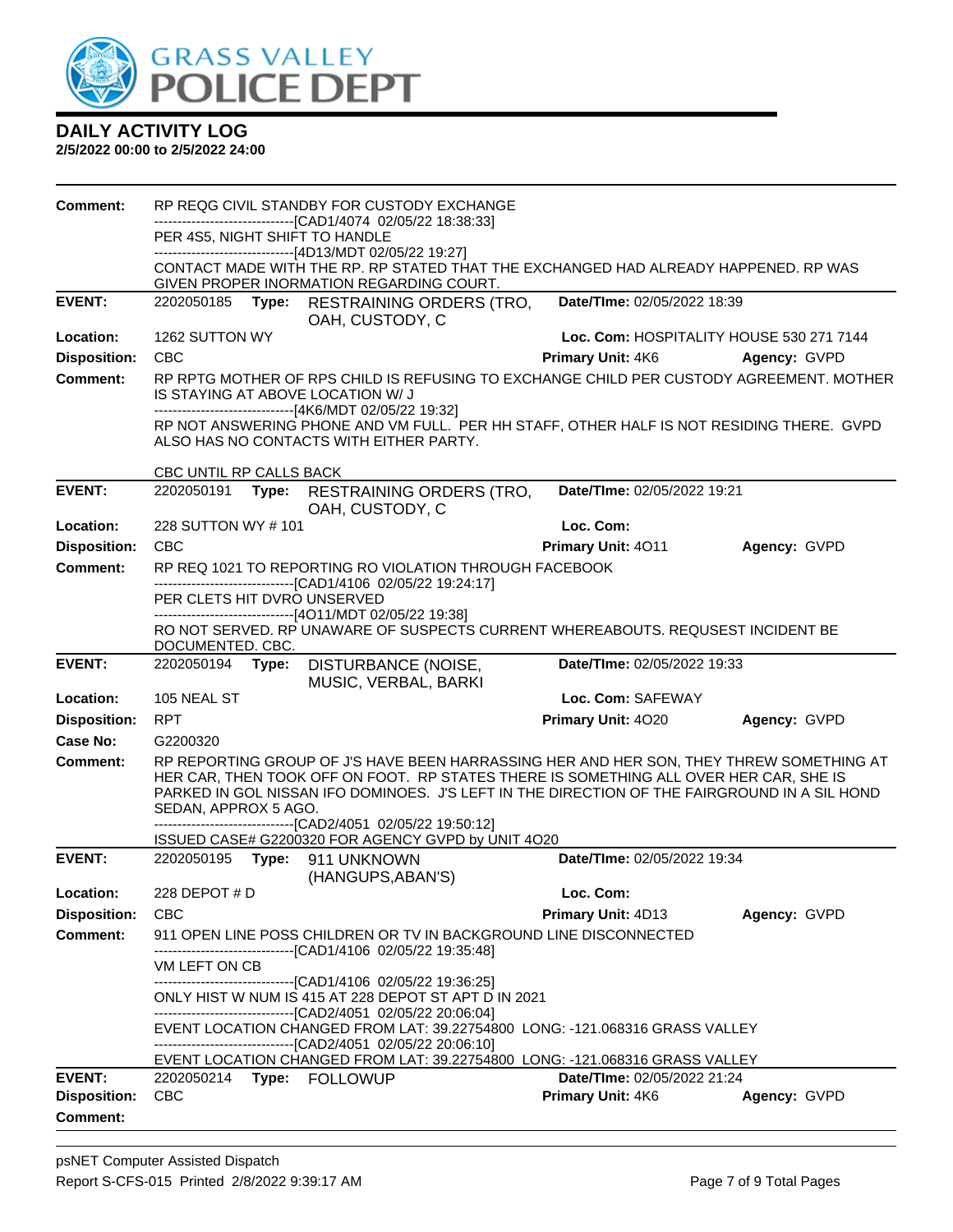**DAILY ACTIVITY LOG**
**2/5/2022 00:00 to 2/5/2022 24:00**

**Comment:** RP REQG CIVIL STANDBY FOR CUSTODY EXCHANGE
------------------------------[CAD1/4074 02/05/22 18:38:33]
PER 4S5, NIGHT SHIFT TO HANDLE
------------------------------[4D13/MDT 02/05/22 19:27]
CONTACT MADE WITH THE RP. RP STATED THAT THE EXCHANGED HAD ALREADY HAPPENED. RP WAS GIVEN PROPER INORMATION REGARDING COURT.

| | | | |
|---|---|---|---|
| **EVENT:** | 2202050185 **Type:** RESTRAINING ORDERS (TRO, OAH, CUSTODY, C | **Date/TIme:** 02/05/2022 18:39 | |
| **Location:** | 1262 SUTTON WY | **Loc. Com:** HOSPITALITY HOUSE 530 271 7144 | |
| **Disposition:** | CBC | **Primary Unit:** 4K6 | **Agency:** GVPD |

**Comment:** RP RPTG MOTHER OF RPS CHILD IS REFUSING TO EXCHANGE CHILD PER CUSTODY AGREEMENT. MOTHER IS STAYING AT ABOVE LOCATION W/ J
------------------------------[4K6/MDT 02/05/22 19:32]
RP NOT ANSWERING PHONE AND VM FULL. PER HH STAFF, OTHER HALF IS NOT RESIDING THERE. GVPD ALSO HAS NO CONTACTS WITH EITHER PARTY.

CBC UNTIL RP CALLS BACK

| | | | |
|---|---|---|---|
| **EVENT:** | 2202050191 **Type:** RESTRAINING ORDERS (TRO, OAH, CUSTODY, C | **Date/TIme:** 02/05/2022 19:21 | |
| **Location:** | 228 SUTTON WY # 101 | **Loc. Com:** | |
| **Disposition:** | CBC | **Primary Unit:** 4O11 | **Agency:** GVPD |

**Comment:** RP REQ 1021 TO REPORTING RO VIOLATION THROUGH FACEBOOK
------------------------------[CAD1/4106 02/05/22 19:24:17]
PER CLETS HIT DVRO UNSERVED
------------------------------[4O11/MDT 02/05/22 19:38]
RO NOT SERVED. RP UNAWARE OF SUSPECTS CURRENT WHEREABOUTS. REQUSEST INCIDENT BE DOCUMENTED. CBC.

| | | | |
|---|---|---|---|
| **EVENT:** | 2202050194 **Type:** DISTURBANCE (NOISE, MUSIC, VERBAL, BARKI | **Date/TIme:** 02/05/2022 19:33 | |
| **Location:** | 105 NEAL ST | **Loc. Com:** SAFEWAY | |
| **Disposition:** | RPT | **Primary Unit:** 4O20 | **Agency:** GVPD |
| **Case No:** | G2200320 | | |

**Comment:** RP REPORTING GROUP OF J'S HAVE BEEN HARRASSING HER AND HER SON, THEY THREW SOMETHING AT HER CAR, THEN TOOK OFF ON FOOT. RP STATES THERE IS SOMETHING ALL OVER HER CAR, SHE IS PARKED IN GOL NISSAN IFO DOMINOES. J'S LEFT IN THE DIRECTION OF THE FAIRGROUND IN A SIL HOND SEDAN, APPROX 5 AGO.
------------------------------[CAD2/4051 02/05/22 19:50:12]
ISSUED CASE# G2200320 FOR AGENCY GVPD by UNIT 4O20

| | | | |
|---|---|---|---|
| **EVENT:** | 2202050195 **Type:** 911 UNKNOWN (HANGUPS,ABAN'S) | **Date/TIme:** 02/05/2022 19:34 | |
| **Location:** | 228 DEPOT # D | **Loc. Com:** | |
| **Disposition:** | CBC | **Primary Unit:** 4D13 | **Agency:** GVPD |

**Comment:** 911 OPEN LINE POSS CHILDREN OR TV IN BACKGROUND LINE DISCONNECTED
------------------------------[CAD1/4106 02/05/22 19:35:48]
VM LEFT ON CB
------------------------------[CAD1/4106 02/05/22 19:36:25]
ONLY HIST W NUM IS 415 AT 228 DEPOT ST APT D IN 2021
------------------------------[CAD2/4051 02/05/22 20:06:04]
EVENT LOCATION CHANGED FROM LAT: 39.22754800 LONG: -121.068316 GRASS VALLEY
------------------------------[CAD2/4051 02/05/22 20:06:10]
EVENT LOCATION CHANGED FROM LAT: 39.22754800 LONG: -121.068316 GRASS VALLEY

| | | | |
|---|---|---|---|
| **EVENT:** | 2202050214 **Type:** FOLLOWUP | **Date/TIme:** 02/05/2022 21:24 | |
| **Disposition:** | CBC | **Primary Unit:** 4K6 | **Agency:** GVPD |

**Comment:**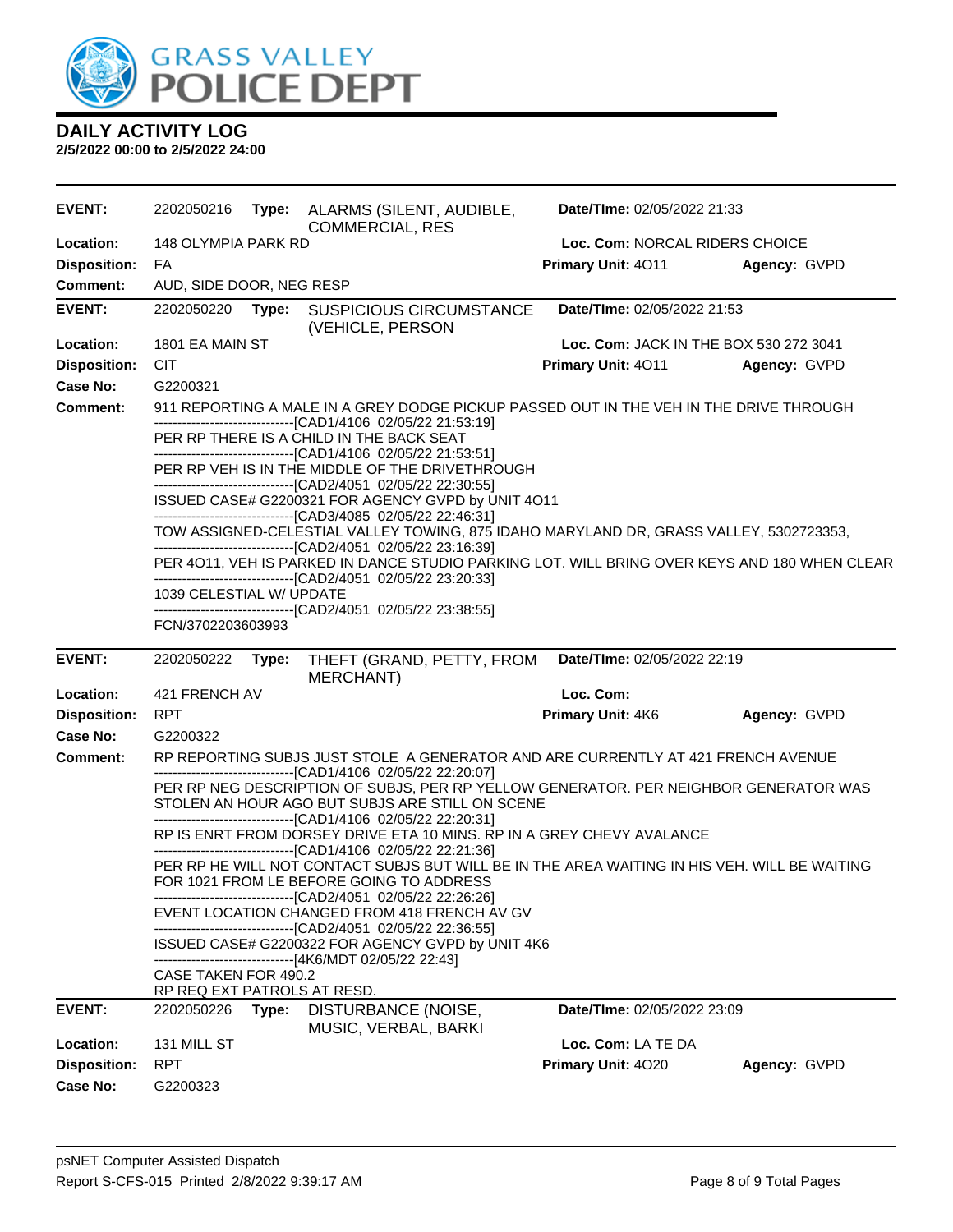# GRASS VALLEY POLICE DEPT

## DAILY ACTIVITY LOG

**2/5/2022 00:00 to 2/5/2022 24:00**

---

**EVENT:** 2202050216 **Type:** ALARMS (SILENT, AUDIBLE, COMMERCIAL, RES **Date/TIme:** 02/05/2022 21:33

**Location:** 148 OLYMPIA PARK RD **Loc. Com:** NORCAL RIDERS CHOICE

**Disposition:** FA **Primary Unit:** 4O11 **Agency:** GVPD

**Comment:** AUD, SIDE DOOR, NEG RESP

---

**EVENT:** 2202050220 **Type:** SUSPICIOUS CIRCUMSTANCE (VEHICLE, PERSON **Date/TIme:** 02/05/2022 21:53

**Location:** 1801 EA MAIN ST **Loc. Com:** JACK IN THE BOX 530 272 3041

**Disposition:** CIT **Primary Unit:** 4O11 **Agency:** GVPD

**Case No:** G2200321

**Comment:** 911 REPORTING A MALE IN A GREY DODGE PICKUP PASSED OUT IN THE VEH IN THE DRIVE THROUGH

------------------------------[CAD1/4106 02/05/22 21:53:19]

PER RP THERE IS A CHILD IN THE BACK SEAT

------------------------------[CAD1/4106 02/05/22 21:53:51]

PER RP VEH IS IN THE MIDDLE OF THE DRIVETHROUGH

------------------------------[CAD2/4051 02/05/22 22:30:55]

ISSUED CASE# G2200321 FOR AGENCY GVPD by UNIT 4O11

------------------------------[CAD3/4085 02/05/22 22:46:31]

TOW ASSIGNED-CELESTIAL VALLEY TOWING, 875 IDAHO MARYLAND DR, GRASS VALLEY, 5302723353,

------------------------------[CAD2/4051 02/05/22 23:16:39]

PER 4O11, VEH IS PARKED IN DANCE STUDIO PARKING LOT. WILL BRING OVER KEYS AND 180 WHEN CLEAR

------------------------------[CAD2/4051 02/05/22 23:20:33]

1039 CELESTIAL W/ UPDATE

------------------------------[CAD2/4051 02/05/22 23:38:55]

FCN/3702203603993

---

**EVENT:** 2202050222 **Type:** THEFT (GRAND, PETTY, FROM MERCHANT) **Date/TIme:** 02/05/2022 22:19

**Location:** 421 FRENCH AV **Loc. Com:**

**Disposition:** RPT **Primary Unit:** 4K6 **Agency:** GVPD

**Case No:** G2200322

**Comment:** RP REPORTING SUBJS JUST STOLE A GENERATOR AND ARE CURRENTLY AT 421 FRENCH AVENUE

------------------------------[CAD1/4106 02/05/22 22:20:07]

PER RP NEG DESCRIPTION OF SUBJS, PER RP YELLOW GENERATOR. PER NEIGHBOR GENERATOR WAS STOLEN AN HOUR AGO BUT SUBJS ARE STILL ON SCENE

------------------------------[CAD1/4106 02/05/22 22:20:31]

RP IS ENRT FROM DORSEY DRIVE ETA 10 MINS. RP IN A GREY CHEVY AVALANCE

------------------------------[CAD1/4106 02/05/22 22:21:36]

PER RP HE WILL NOT CONTACT SUBJS BUT WILL BE IN THE AREA WAITING IN HIS VEH. WILL BE WAITING FOR 1021 FROM LE BEFORE GOING TO ADDRESS

------------------------------[CAD2/4051 02/05/22 22:26:26]

EVENT LOCATION CHANGED FROM 418 FRENCH AV GV

------------------------------[CAD2/4051 02/05/22 22:36:55]

ISSUED CASE# G2200322 FOR AGENCY GVPD by UNIT 4K6

------------------------------[4K6/MDT 02/05/22 22:43]

CASE TAKEN FOR 490.2

RP REQ EXT PATROLS AT RESD.

---

**EVENT:** 2202050226 **Type:** DISTURBANCE (NOISE, MUSIC, VERBAL, BARKI **Date/TIme:** 02/05/2022 23:09

**Location:** 131 MILL ST **Loc. Com:** LA TE DA

**Disposition:** RPT **Primary Unit:** 4O20 **Agency:** GVPD

**Case No:** G2200323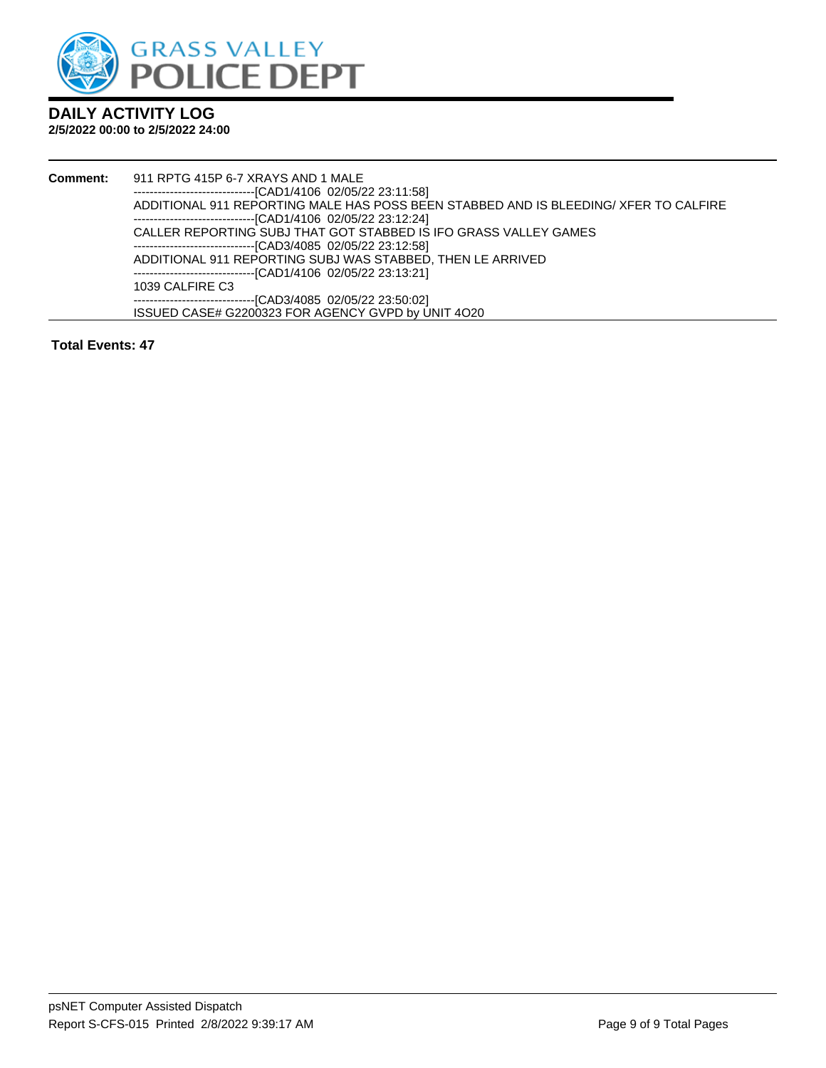# DAILY ACTIVITY LOG

**2/5/2022 00:00 to 2/5/2022 24:00**

**Comment:** 911 RPTG 415P 6-7 XRAYS AND 1 MALE
------------------------------[CAD1/4106 02/05/22 23:11:58]
ADDITIONAL 911 REPORTING MALE HAS POSS BEEN STABBED AND IS BLEEDING/ XFER TO CALFIRE
------------------------------[CAD1/4106 02/05/22 23:12:24]
CALLER REPORTING SUBJ THAT GOT STABBED IS IFO GRASS VALLEY GAMES
------------------------------[CAD3/4085 02/05/22 23:12:58]
ADDITIONAL 911 REPORTING SUBJ WAS STABBED, THEN LE ARRIVED
------------------------------[CAD1/4106 02/05/22 23:13:21]
1039 CALFIRE C3
------------------------------[CAD3/4085 02/05/22 23:50:02]
ISSUED CASE# G2200323 FOR AGENCY GVPD by UNIT 4O20

**Total Events: 47**

psNET Computer Assisted Dispatch
Report S-CFS-015 Printed 2/8/2022 9:39:17 AM